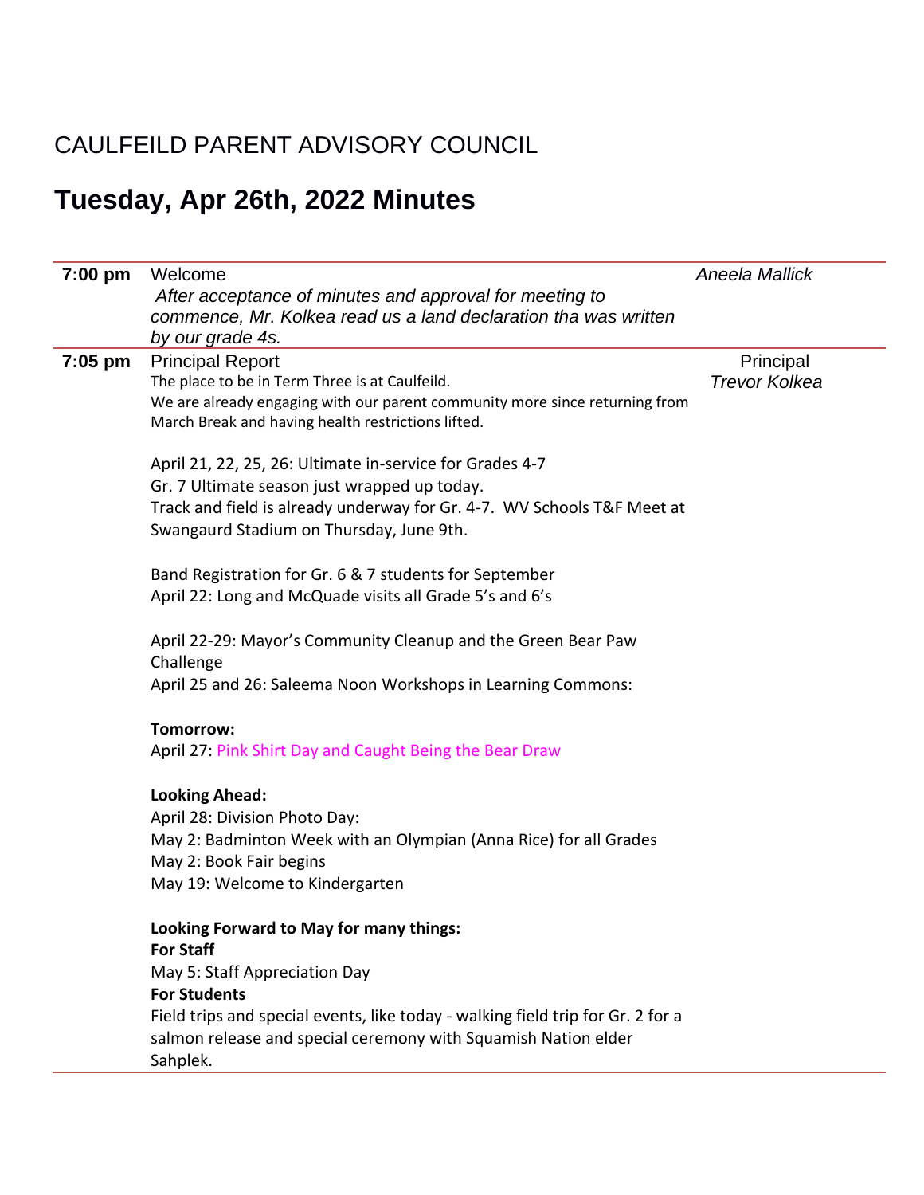# CAULFEILD PARENT ADVISORY COUNCIL

## Tuesday, Apr 26th, 2022 Minutes

| | | |
|---|---|---|
| **7:00 pm** | Welcome<br>*After acceptance of minutes and approval for meeting to commence, Mr. Kolkea read us a land declaration tha was written by our grade 4s.* | *Aneela Mallick* |
| **7:05 pm** | Principal Report<br>The place to be in Term Three is at Caulfeild.<br>We are already engaging with our parent community more since returning from March Break and having health restrictions lifted.<br><br>April 21, 22, 25, 26: Ultimate in-service for Grades 4-7<br>Gr. 7 Ultimate season just wrapped up today.<br>Track and field is already underway for Gr. 4-7. WV Schools T&F Meet at Swangaurd Stadium on Thursday, June 9th.<br><br>Band Registration for Gr. 6 & 7 students for September<br>April 22: Long and McQuade visits all Grade 5's and 6's<br><br>April 22-29: Mayor's Community Cleanup and the Green Bear Paw Challenge<br>April 25 and 26: Saleema Noon Workshops in Learning Commons:<br><br>**Tomorrow:**<br>April 27: Pink Shirt Day and Caught Being the Bear Draw<br><br>**Looking Ahead:**<br>April 28: Division Photo Day:<br>May 2: Badminton Week with an Olympian (Anna Rice) for all Grades<br>May 2: Book Fair begins<br>May 19: Welcome to Kindergarten<br><br>**Looking Forward to May for many things:**<br>**For Staff**<br>May 5: Staff Appreciation Day<br>**For Students**<br>Field trips and special events, like today - walking field trip for Gr. 2 for a salmon release and special ceremony with Squamish Nation elder Sahplek. | Principal<br>*Trevor Kolkea* |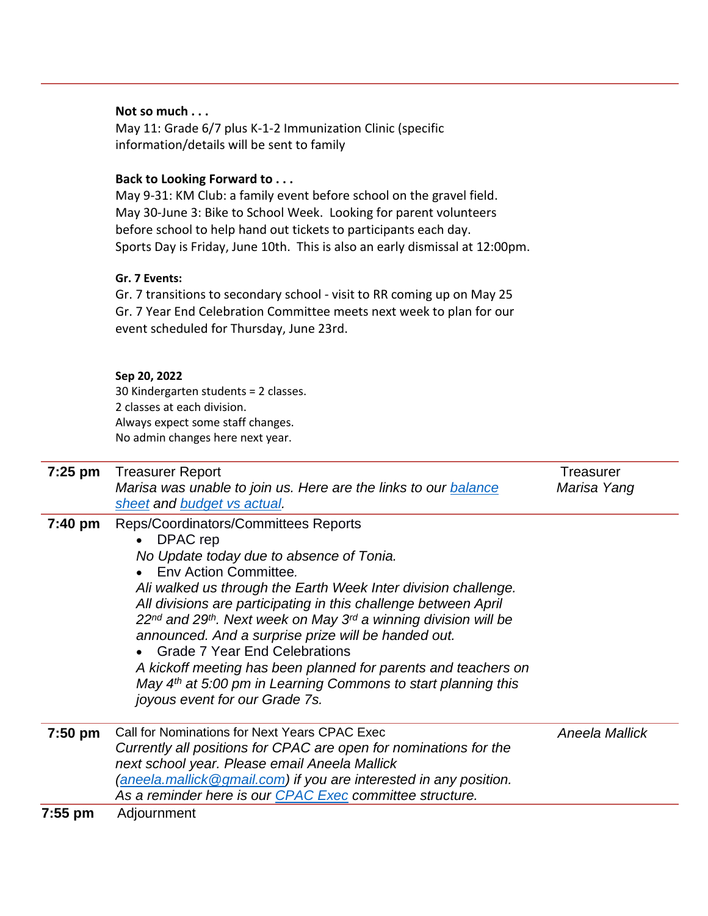**Not so much . . .**
May 11: Grade 6/7 plus K-1-2 Immunization Clinic (specific information/details will be sent to family

**Back to Looking Forward to . . .**
May 9-31: KM Club: a family event before school on the gravel field.
May 30-June 3: Bike to School Week. Looking for parent volunteers before school to help hand out tickets to participants each day.
Sports Day is Friday, June 10th. This is also an early dismissal at 12:00pm.

**Gr. 7 Events:**
Gr. 7 transitions to secondary school - visit to RR coming up on May 25
Gr. 7 Year End Celebration Committee meets next week to plan for our event scheduled for Thursday, June 23rd.

**Sep 20, 2022**
30 Kindergarten students = 2 classes.
2 classes at each division.
Always expect some staff changes.
No admin changes here next year.

| | | |
|---|---|---|
| **7:25 pm** | Treasurer Report<br>*Marisa was unable to join us. Here are the links to our [balance sheet](#) and [budget vs actual](#).* | Treasurer<br>*Marisa Yang* |
| **7:40 pm** | Reps/Coordinators/Committees Reports<br>• DPAC rep<br>*No Update today due to absence of Tonia.*<br>• Env Action Committee.<br>*Ali walked us through the Earth Week Inter division challenge. All divisions are participating in this challenge between April 22nd and 29th. Next week on May 3rd a winning division will be announced. And a surprise prize will be handed out.*<br>• Grade 7 Year End Celebrations<br>*A kickoff meeting has been planned for parents and teachers on May 4th at 5:00 pm in Learning Commons to start planning this joyous event for our Grade 7s.* | |
| **7:50 pm** | Call for Nominations for Next Years CPAC Exec<br>*Currently all positions for CPAC are open for nominations for the next school year. Please email Aneela Mallick ([aneela.mallick@gmail.com](mailto:aneela.mallick@gmail.com)) if you are interested in any position. As a reminder here is our [CPAC Exec](#) committee structure.* | *Aneela Mallick* |
| **7:55 pm** | Adjournment | |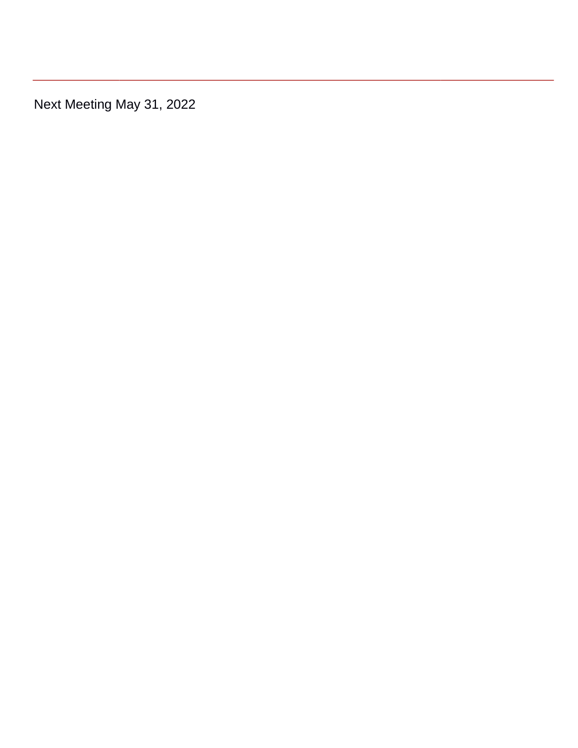---

Next Meeting May 31, 2022